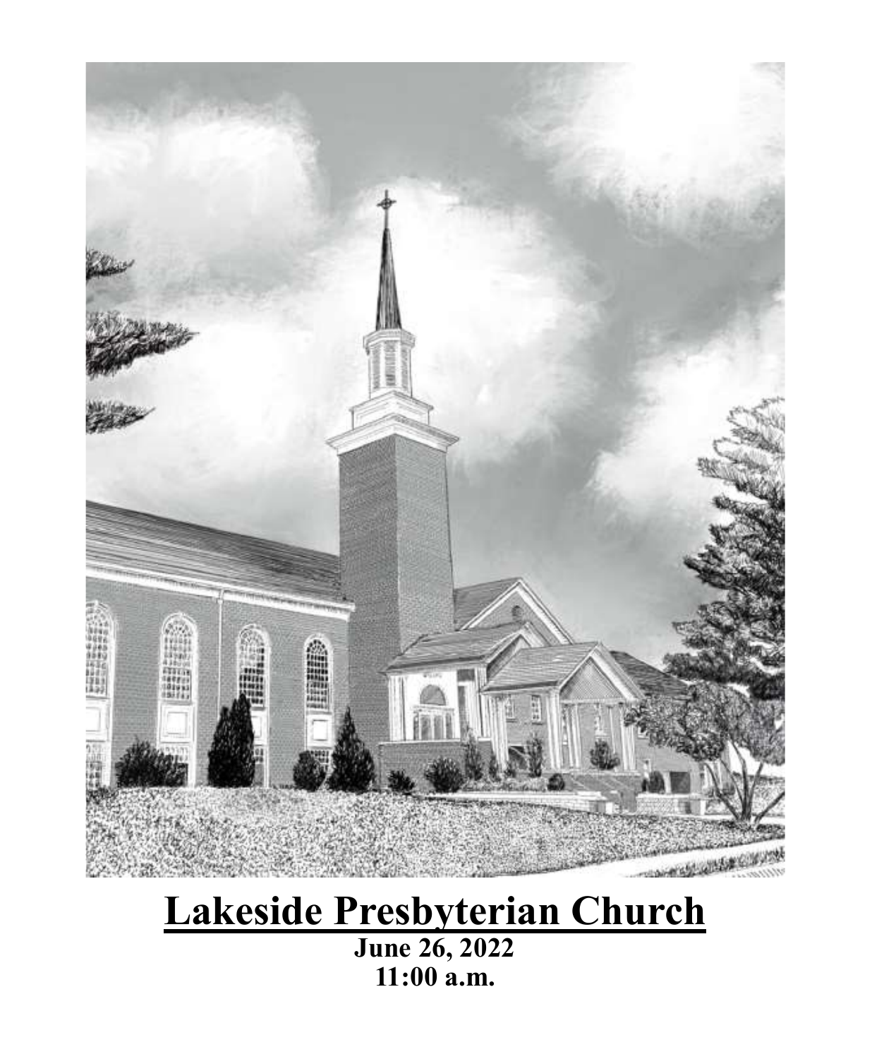# Lakeside Presbyterian Church

**June 26, 2022**
**11:00 a.m.**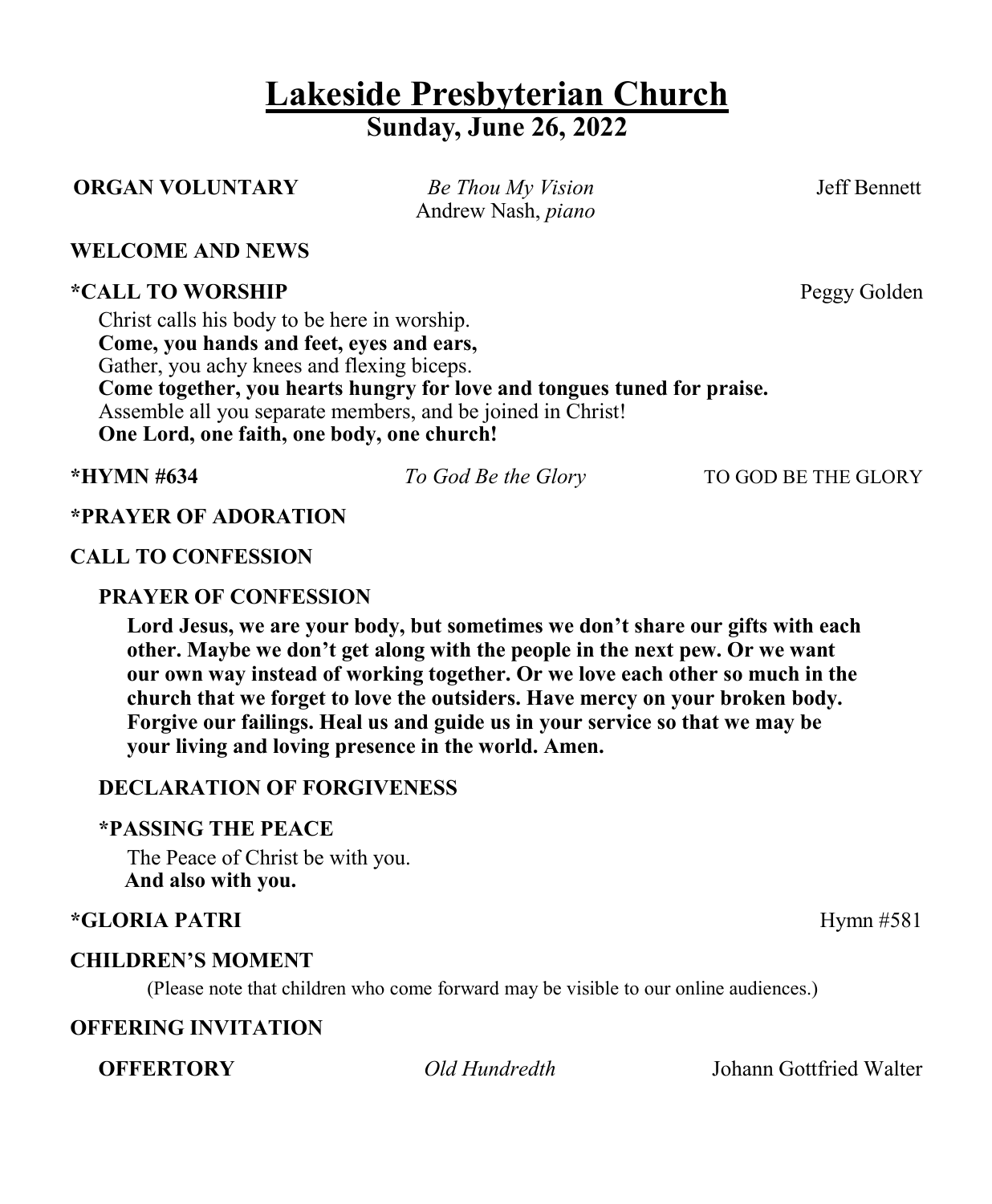# Lakeside Presbyterian Church

## Sunday, June 26, 2022

**ORGAN VOLUNTARY** *Be Thou My Vision* Jeff Bennett
Andrew Nash, *piano*

**WELCOME AND NEWS**

**\*CALL TO WORSHIP** Peggy Golden

Christ calls his body to be here in worship.
**Come, you hands and feet, eyes and ears,**
Gather, you achy knees and flexing biceps.
**Come together, you hearts hungry for love and tongues tuned for praise.**
Assemble all you separate members, and be joined in Christ!
**One Lord, one faith, one body, one church!**

**\*HYMN #634** *To God Be the Glory* TO GOD BE THE GLORY

**\*PRAYER OF ADORATION**

**CALL TO CONFESSION**

**PRAYER OF CONFESSION**

**Lord Jesus, we are your body, but sometimes we don't share our gifts with each other. Maybe we don't get along with the people in the next pew. Or we want our own way instead of working together. Or we love each other so much in the church that we forget to love the outsiders. Have mercy on your broken body. Forgive our failings. Heal us and guide us in your service so that we may be your living and loving presence in the world. Amen.**

**DECLARATION OF FORGIVENESS**

**\*PASSING THE PEACE**

The Peace of Christ be with you.
**And also with you.**

**\*GLORIA PATRI** Hymn #581

**CHILDREN'S MOMENT**

(Please note that children who come forward may be visible to our online audiences.)

**OFFERING INVITATION**

**OFFERTORY** *Old Hundredth* Johann Gottfried Walter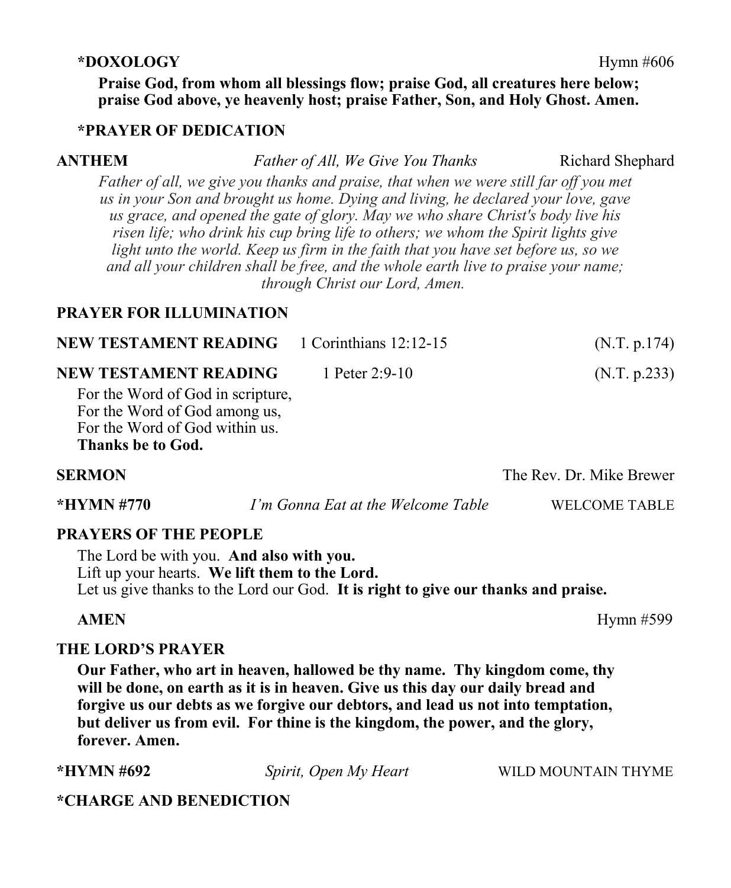**\*DOXOLOGY** Hymn #606

**Praise God, from whom all blessings flow; praise God, all creatures here below; praise God above, ye heavenly host; praise Father, Son, and Holy Ghost. Amen.**

**\*PRAYER OF DEDICATION**

**ANTHEM** *Father of All, We Give You Thanks* Richard Shephard

*Father of all, we give you thanks and praise, that when we were still far off you met us in your Son and brought us home. Dying and living, he declared your love, gave us grace, and opened the gate of glory. May we who share Christ's body live his risen life; who drink his cup bring life to others; we whom the Spirit lights give light unto the world. Keep us firm in the faith that you have set before us, so we and all your children shall be free, and the whole earth live to praise your name; through Christ our Lord, Amen.*

**PRAYER FOR ILLUMINATION**

**NEW TESTAMENT READING** 1 Corinthians 12:12-15 (N.T. p.174)

**NEW TESTAMENT READING** 1 Peter 2:9-10 (N.T. p.233)

For the Word of God in scripture,
For the Word of God among us,
For the Word of God within us.
**Thanks be to God.**

**SERMON** The Rev. Dr. Mike Brewer

**\*HYMN #770** *I'm Gonna Eat at the Welcome Table* WELCOME TABLE

**PRAYERS OF THE PEOPLE**

The Lord be with you. **And also with you.**
Lift up your hearts. **We lift them to the Lord.**
Let us give thanks to the Lord our God. **It is right to give our thanks and praise.**

**AMEN** Hymn #599

**THE LORD'S PRAYER**

**Our Father, who art in heaven, hallowed be thy name. Thy kingdom come, thy will be done, on earth as it is in heaven. Give us this day our daily bread and forgive us our debts as we forgive our debtors, and lead us not into temptation, but deliver us from evil. For thine is the kingdom, the power, and the glory, forever. Amen.**

**\*HYMN #692** *Spirit, Open My Heart* WILD MOUNTAIN THYME

**\*CHARGE AND BENEDICTION**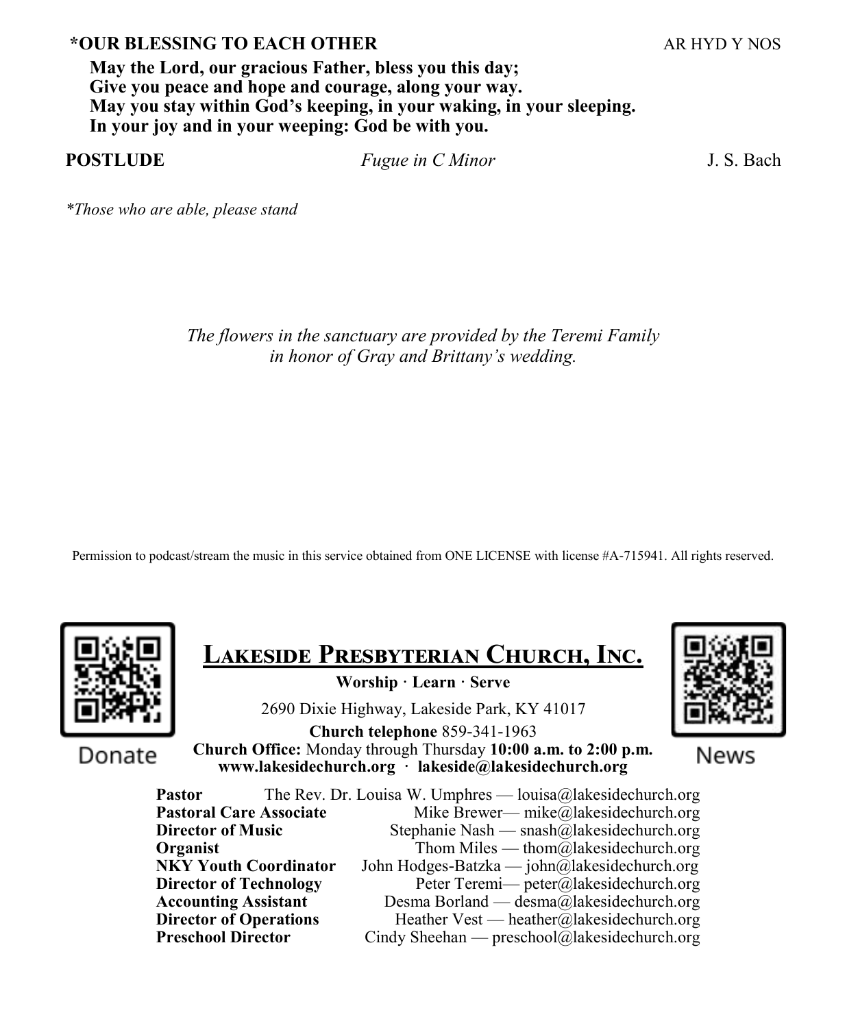**\*OUR BLESSING TO EACH OTHER** AR HYD Y NOS

**May the Lord, our gracious Father, bless you this day;**
**Give you peace and hope and courage, along your way.**
**May you stay within God's keeping, in your waking, in your sleeping.**
**In your joy and in your weeping: God be with you.**

**POSTLUDE** *Fugue in C Minor* J. S. Bach

*\*Those who are able, please stand*

*The flowers in the sanctuary are provided by the Teremi Family in honor of Gray and Brittany's wedding.*

Permission to podcast/stream the music in this service obtained from ONE LICENSE with license #A-715941. All rights reserved.

Donate

News

## Lakeside Presbyterian Church, Inc.

**Worship · Learn · Serve**

2690 Dixie Highway, Lakeside Park, KY 41017

**Church telephone** 859-341-1963

**Church Office:** Monday through Thursday **10:00 a.m. to 2:00 p.m.**

**www.lakesidechurch.org · lakeside@lakesidechurch.org**

| | |
|---|---|
| **Pastor** | The Rev. Dr. Louisa W. Umphres — louisa@lakesidechurch.org |
| **Pastoral Care Associate** | Mike Brewer— mike@lakesidechurch.org |
| **Director of Music** | Stephanie Nash — snash@lakesidechurch.org |
| **Organist** | Thom Miles — thom@lakesidechurch.org |
| **NKY Youth Coordinator** | John Hodges-Batzka — john@lakesidechurch.org |
| **Director of Technology** | Peter Teremi— peter@lakesidechurch.org |
| **Accounting Assistant** | Desma Borland — desma@lakesidechurch.org |
| **Director of Operations** | Heather Vest — heather@lakesidechurch.org |
| **Preschool Director** | Cindy Sheehan — preschool@lakesidechurch.org |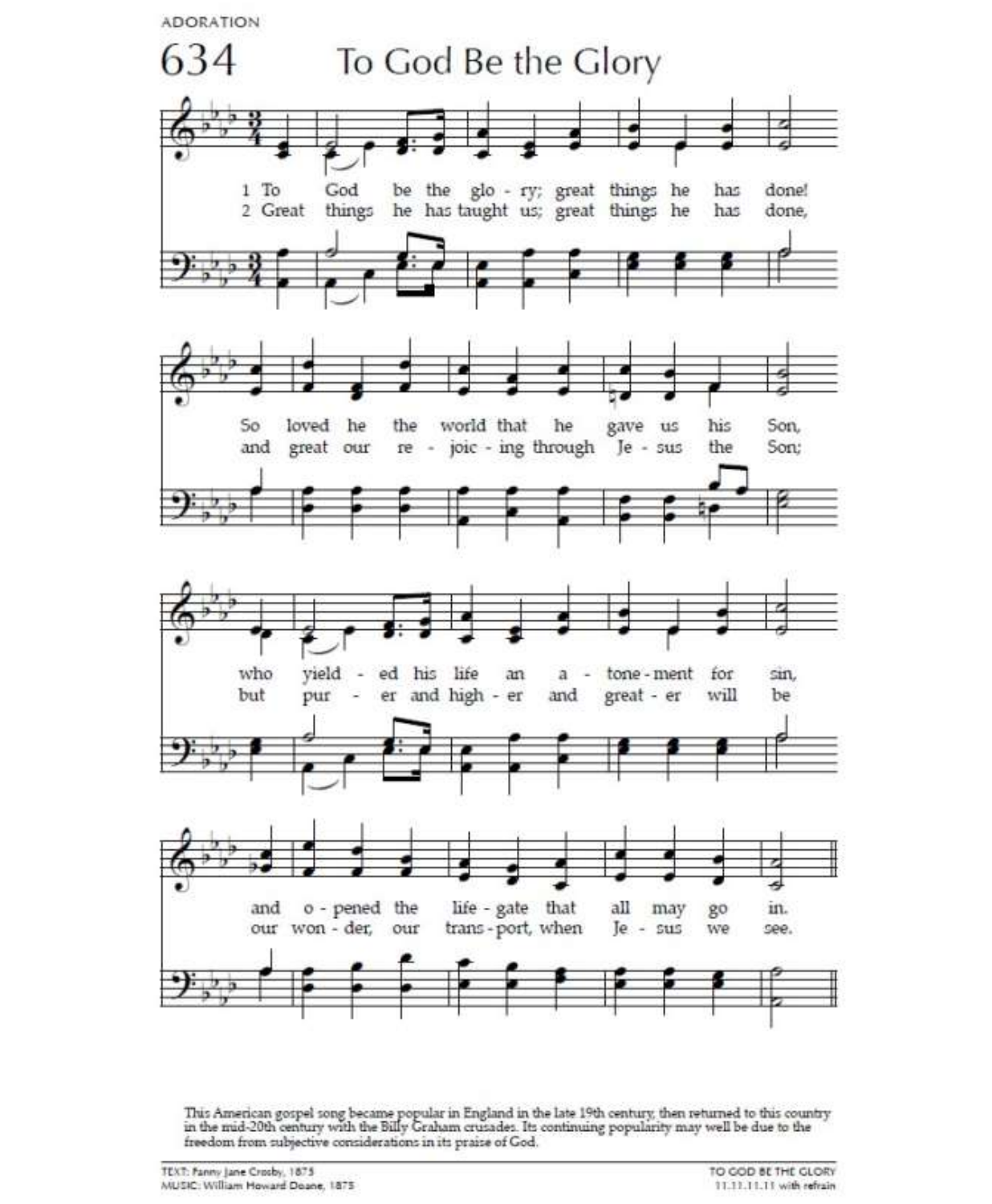ADORATION

# 634 To God Be the Glory

1 To God be the glo - ry; great things he has done!
So loved he the world that he gave us his Son,
who yield - ed his life an a - tone - ment for sin,
and o - pened the life - gate that all may go in.

2 Great things he has taught us; great things he has done,
and great our re - joic - ing through Je - sus the Son;
but pur - er and high - er and great - er will be
our won - der, our trans - port, when Je - sus we see.

This American gospel song became popular in England in the late 19th century, then returned to this country in the mid-20th century with the Billy Graham crusades. Its continuing popularity may well be due to the freedom from subjective considerations in its praise of God.

TEXT: Fanny Jane Crosby, 1875
MUSIC: William Howard Doane, 1875

TO GOD BE THE GLORY
11.11.11.11 with refrain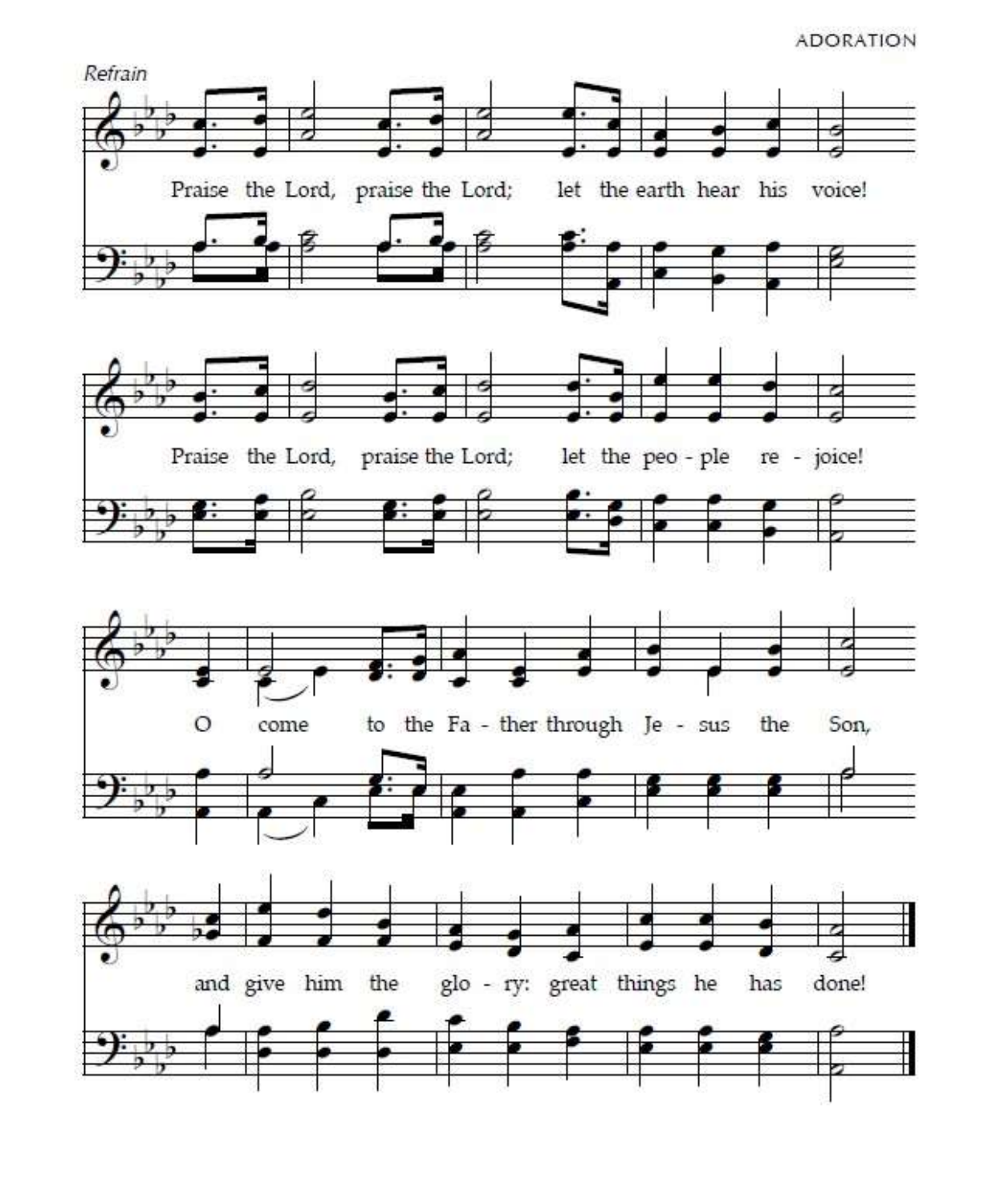*Refrain*

Praise the Lord, praise the Lord; let the earth hear his voice!

Praise the Lord, praise the Lord; let the peo - ple re - joice!

O come to the Fa - ther through Je - sus the Son,

and give him the glo - ry: great things he has done!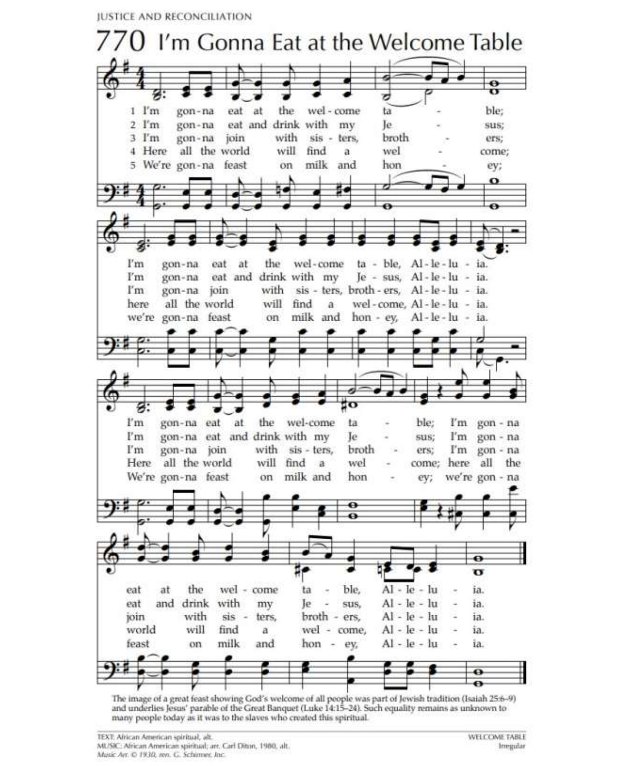JUSTICE AND RECONCILIATION

# 770 I'm Gonna Eat at the Welcome Table

1 I'm gon-na eat at the wel-come ta - ble;
2 I'm gon-na eat and drink with my Je - sus;
3 I'm gon-na join with sis - ters, broth - ers;
4 Here all the world will find a wel - come;
5 We're gon-na feast on milk and hon - ey;

I'm gon-na eat at the wel-come ta - ble, Al - le - lu - ia.
I'm gon-na eat and drink with my Je - sus, Al - le - lu - ia.
I'm gon-na join with sis - ters, broth - ers, Al - le - lu - ia.
here all the world will find a wel - come, Al - le - lu - ia.
we're gon-na feast on milk and hon - ey, Al - le - lu - ia.

I'm gon-na eat at the wel-come ta - ble; I'm gon - na
I'm gon-na eat and drink with my Je - sus; I'm gon - na
I'm gon-na join with sis - ters, broth - ers; I'm gon - na
Here all the world will find a wel - come; here all the
We're gon-na feast on milk and hon - ey; we're gon - na

eat at the wel - come ta - ble, Al - le - lu - ia.
eat and drink with my Je - sus, Al - le - lu - ia.
join with sis - ters, broth - ers, Al - le - lu - ia.
world will find a wel - come, Al - le - lu - ia.
feast on milk and hon - ey, Al - le - lu - ia.

The image of a great feast showing God's welcome of all people was part of Jewish tradition (Isaiah 25:6–9) and underlies Jesus' parable of the Great Banquet (Luke 14:15–24). Such equality remains as unknown to many people today as it was to the slaves who created this spiritual.

TEXT: African American spiritual, alt.
MUSIC: African American spiritual; arr. Carl Diton, 1980, alt.
*Music Arr. © 1930, ren. G. Schirmer, Inc.*

WELCOME TABLE
Irregular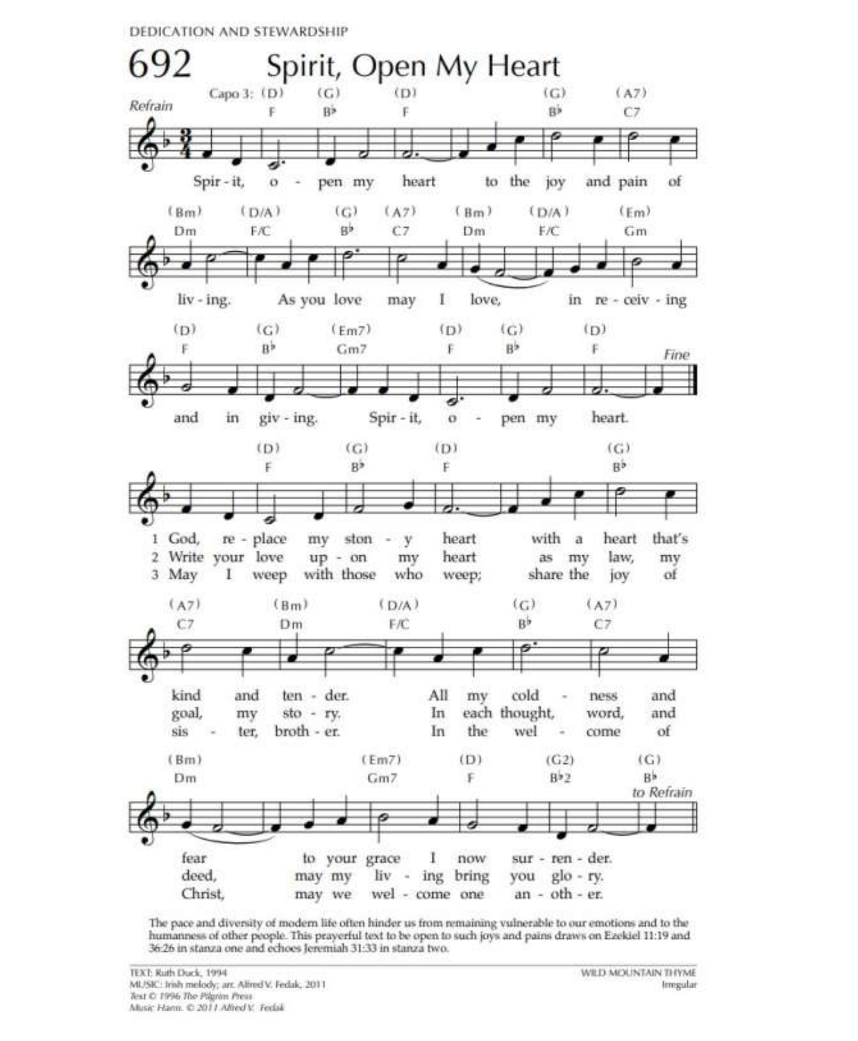DEDICATION AND STEWARDSHIP

# 692 Spirit, Open My Heart

Capo 3

*Refrain*

Spirit, open my heart to the joy and pain of living.
As you love may I love, in receiving and in giving.
Spirit, open my heart. *Fine*

1 God, replace my stony heart with a heart that's kind and tender.
All my coldness and fear to your grace I now surrender.

2 Write your love upon my heart as my law, my goal, my story.
In each thought, word, and deed, may my living bring you glory.

3 May I weep with those who weep; share the joy of sister, brother.
In the welcome of Christ, may we welcome one another.

*to Refrain*

The pace and diversity of modern life often hinder us from remaining vulnerable to our emotions and to the humanness of other people. This prayerful text to be open to such joys and pains draws on Ezekiel 11:19 and 36:26 in stanza one and echoes Jeremiah 31:33 in stanza two.

TEXT: Ruth Duck, 1994
MUSIC: Irish melody; arr. Alfred V. Fedak, 2011
*Text © 1996 The Pilgrim Press*
*Music Harm. © 2011 Alfred V. Fedak*

WILD MOUNTAIN THYME
Irregular